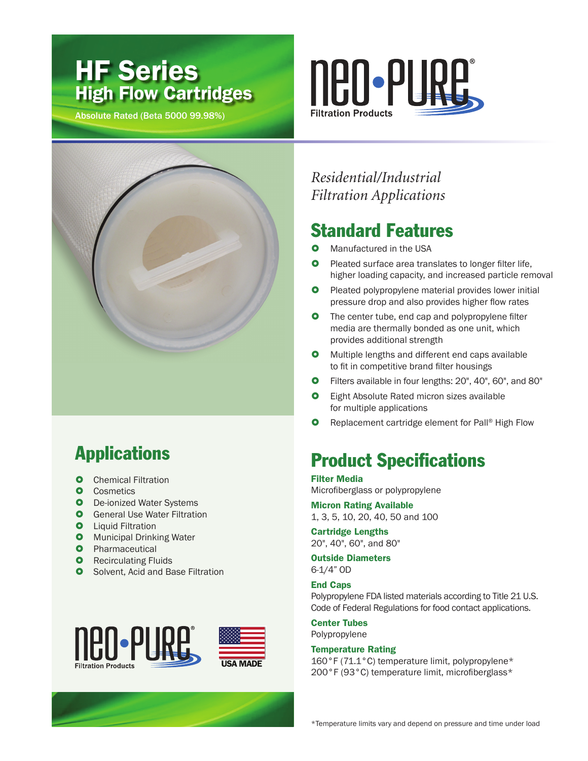# HF Series
## High Flow Cartridges

Absolute Rated (Beta 5000 99.98%)

Neo-Pure® Filtration Products

*Residential/Industrial Filtration Applications*

## Standard Features

- Manufactured in the USA
- Pleated surface area translates to longer filter life, higher loading capacity, and increased particle removal
- Pleated polypropylene material provides lower initial pressure drop and also provides higher flow rates
- The center tube, end cap and polypropylene filter media are thermally bonded as one unit, which provides additional strength
- Multiple lengths and different end caps available to fit in competitive brand filter housings
- Filters available in four lengths: 20", 40", 60", and 80"
- Eight Absolute Rated micron sizes available for multiple applications
- Replacement cartridge element for Pall® High Flow

## Applications

- Chemical Filtration
- Cosmetics
- De-ionized Water Systems
- General Use Water Filtration
- Liquid Filtration
- Municipal Drinking Water
- Pharmaceutical
- Recirculating Fluids
- Solvent, Acid and Base Filtration

Neo-Pure® Filtration Products — USA MADE

## Product Specifications

**Filter Media**
Microfiberglass or polypropylene

**Micron Rating Available**
1, 3, 5, 10, 20, 40, 50 and 100

**Cartridge Lengths**
20", 40", 60", and 80"

**Outside Diameters**
6-1/4" OD

**End Caps**
Polypropylene FDA listed materials according to Title 21 U.S. Code of Federal Regulations for food contact applications.

**Center Tubes**
Polypropylene

**Temperature Rating**
160°F (71.1°C) temperature limit, polypropylene*
200°F (93°C) temperature limit, microfiberglass*

*Temperature limits vary and depend on pressure and time under load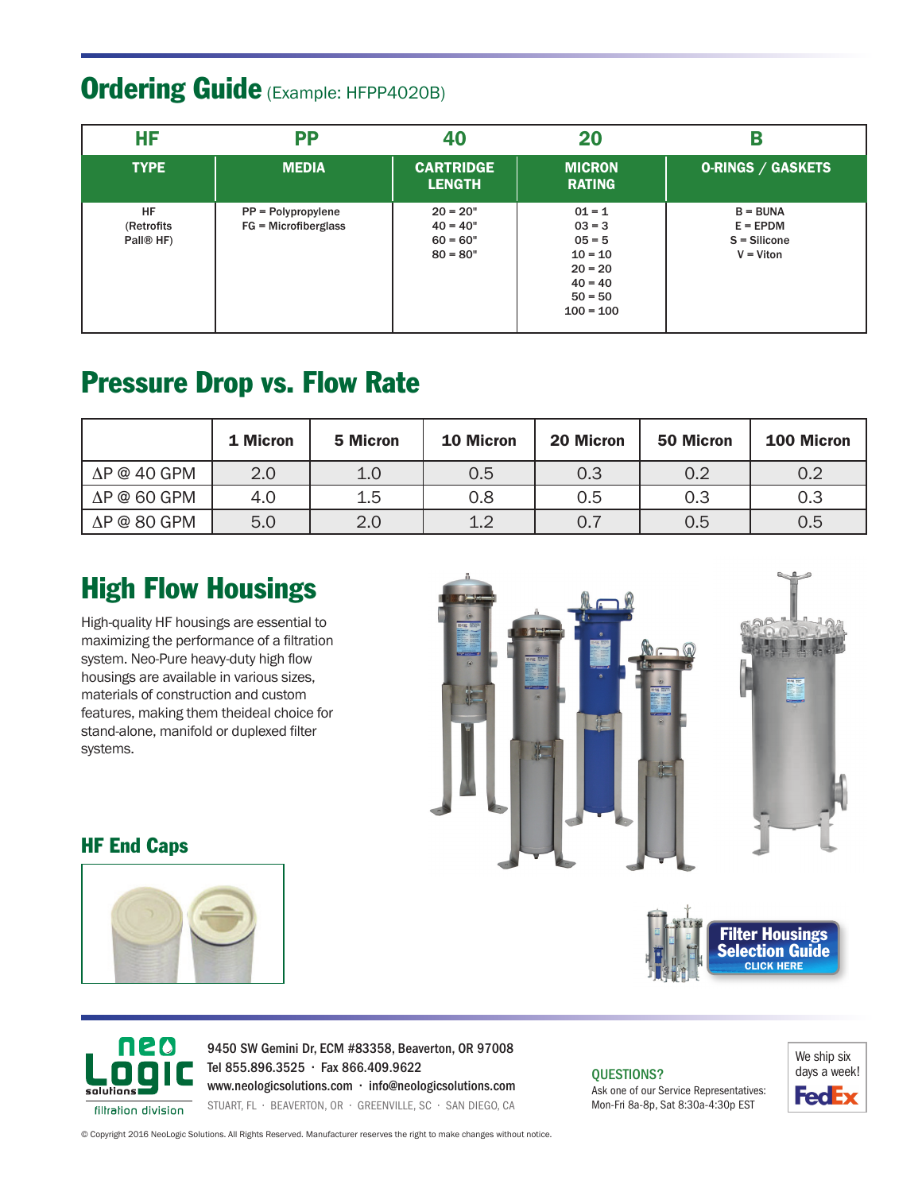## Ordering Guide (Example: HFPP4020B)

| HF | PP | 40 | 20 | B |
|---|---|---|---|---|
| **TYPE** | **MEDIA** | **CARTRIDGE LENGTH** | **MICRON RATING** | **O-RINGS / GASKETS** |
| HF (Retrofits Pall® HF) | PP = Polypropylene<br>FG = Microfiberglass | 20 = 20"<br>40 = 40"<br>60 = 60"<br>80 = 80" | 01 = 1<br>03 = 3<br>05 = 5<br>10 = 10<br>20 = 20<br>40 = 40<br>50 = 50<br>100 = 100 | B = BUNA<br>E = EPDM<br>S = Silicone<br>V = Viton |

## Pressure Drop vs. Flow Rate

| | 1 Micron | 5 Micron | 10 Micron | 20 Micron | 50 Micron | 100 Micron |
|---|---|---|---|---|---|---|
| ΔP @ 40 GPM | 2.0 | 1.0 | 0.5 | 0.3 | 0.2 | 0.2 |
| ΔP @ 60 GPM | 4.0 | 1.5 | 0.8 | 0.5 | 0.3 | 0.3 |
| ΔP @ 80 GPM | 5.0 | 2.0 | 1.2 | 0.7 | 0.5 | 0.5 |

## High Flow Housings

High-quality HF housings are essential to maximizing the performance of a filtration system. Neo-Pure heavy-duty high flow housings are available in various sizes, materials of construction and custom features, making them theideal choice for stand-alone, manifold or duplexed filter systems.

### HF End Caps

**Filter Housings Selection Guide**
CLICK HERE

9450 SW Gemini Dr, ECM #83358, Beaverton, OR 97008
Tel 855.896.3525 · Fax 866.409.9622
www.neologicsolutions.com · info@neologicsolutions.com
STUART, FL · BEAVERTON, OR · GREENVILLE, SC · SAN DIEGO, CA

neo Logic solutions
filtration division

QUESTIONS?
Ask one of our Service Representatives:
Mon-Fri 8a-8p, Sat 8:30a-4:30p EST

We ship six days a week!
FedEx

© Copyright 2016 NeoLogic Solutions. All Rights Reserved. Manufacturer reserves the right to make changes without notice.